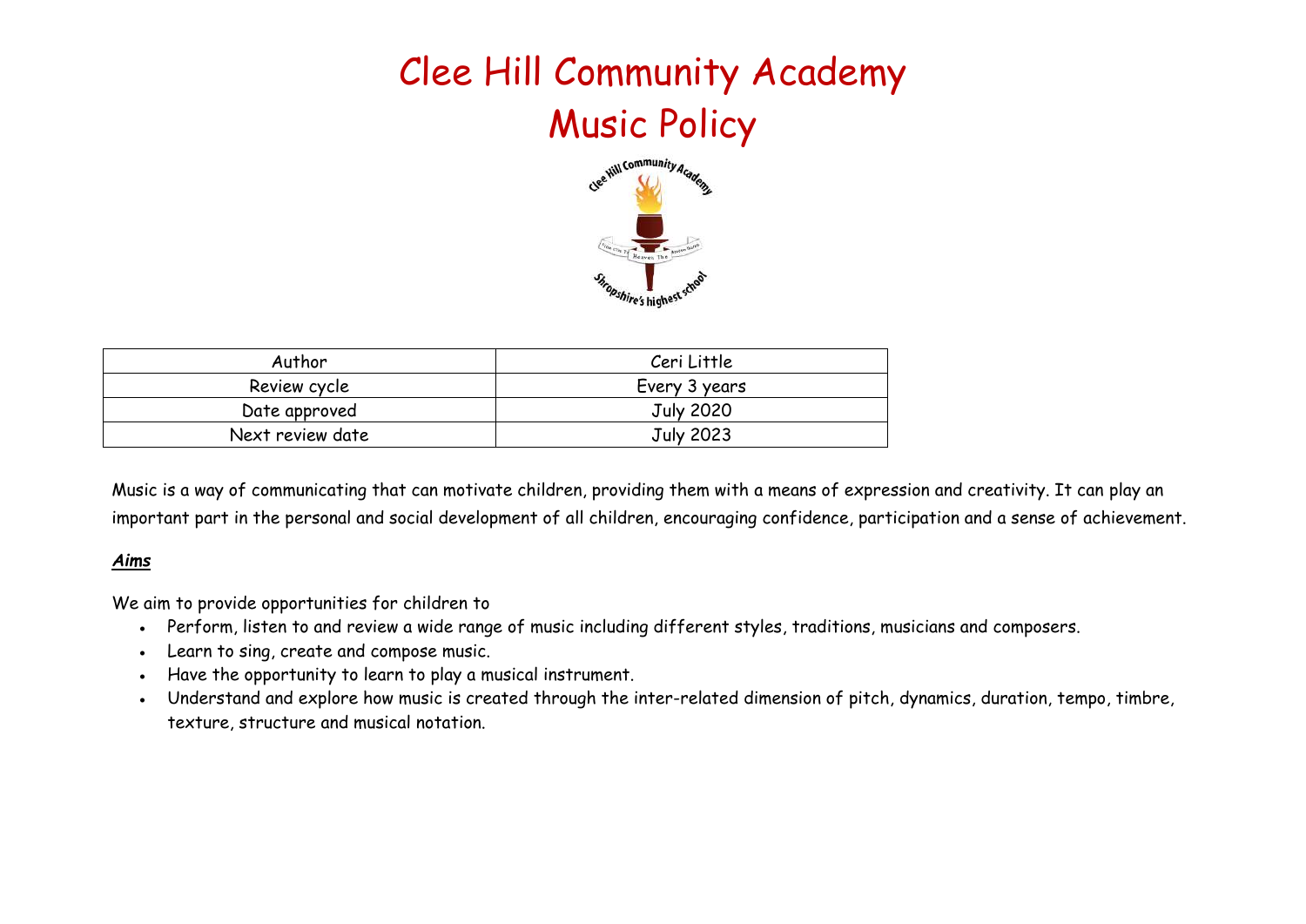# Clee Hill Community Academy
# Music Policy

| Author | Ceri Little |
| --- | --- |
| Review cycle | Every 3 years |
| Date approved | July 2020 |
| Next review date | July 2023 |

Music is a way of communicating that can motivate children, providing them with a means of expression and creativity. It can play an important part in the personal and social development of all children, encouraging confidence, participation and a sense of achievement.

***Aims***

We aim to provide opportunities for children to

- Perform, listen to and review a wide range of music including different styles, traditions, musicians and composers.
- Learn to sing, create and compose music.
- Have the opportunity to learn to play a musical instrument.
- Understand and explore how music is created through the inter-related dimension of pitch, dynamics, duration, tempo, timbre, texture, structure and musical notation.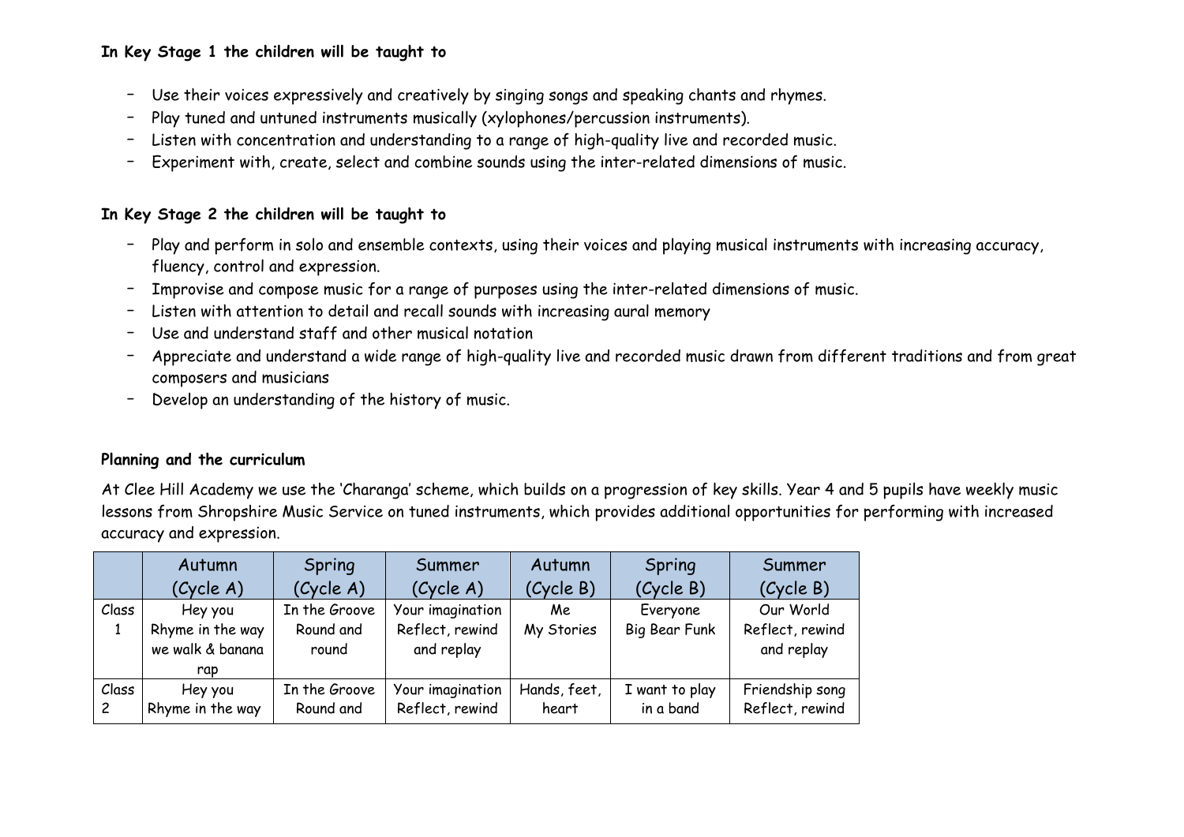**In Key Stage 1 the children will be taught to**

- Use their voices expressively and creatively by singing songs and speaking chants and rhymes.
- Play tuned and untuned instruments musically (xylophones/percussion instruments).
- Listen with concentration and understanding to a range of high-quality live and recorded music.
- Experiment with, create, select and combine sounds using the inter-related dimensions of music.

**In Key Stage 2 the children will be taught to**

- Play and perform in solo and ensemble contexts, using their voices and playing musical instruments with increasing accuracy, fluency, control and expression.
- Improvise and compose music for a range of purposes using the inter-related dimensions of music.
- Listen with attention to detail and recall sounds with increasing aural memory
- Use and understand staff and other musical notation
- Appreciate and understand a wide range of high-quality live and recorded music drawn from different traditions and from great composers and musicians
- Develop an understanding of the history of music.

**Planning and the curriculum**

At Clee Hill Academy we use the 'Charanga' scheme, which builds on a progression of key skills. Year 4 and 5 pupils have weekly music lessons from Shropshire Music Service on tuned instruments, which provides additional opportunities for performing with increased accuracy and expression.

| | Autumn (Cycle A) | Spring (Cycle A) | Summer (Cycle A) | Autumn (Cycle B) | Spring (Cycle B) | Summer (Cycle B) |
|---|---|---|---|---|---|---|
| Class 1 | Hey you Rhyme in the way we walk & banana rap | In the Groove Round and round | Your imagination Reflect, rewind and replay | Me My Stories | Everyone Big Bear Funk | Our World Reflect, rewind and replay |
| Class 2 | Hey you Rhyme in the way | In the Groove Round and | Your imagination Reflect, rewind | Hands, feet, heart | I want to play in a band | Friendship song Reflect, rewind |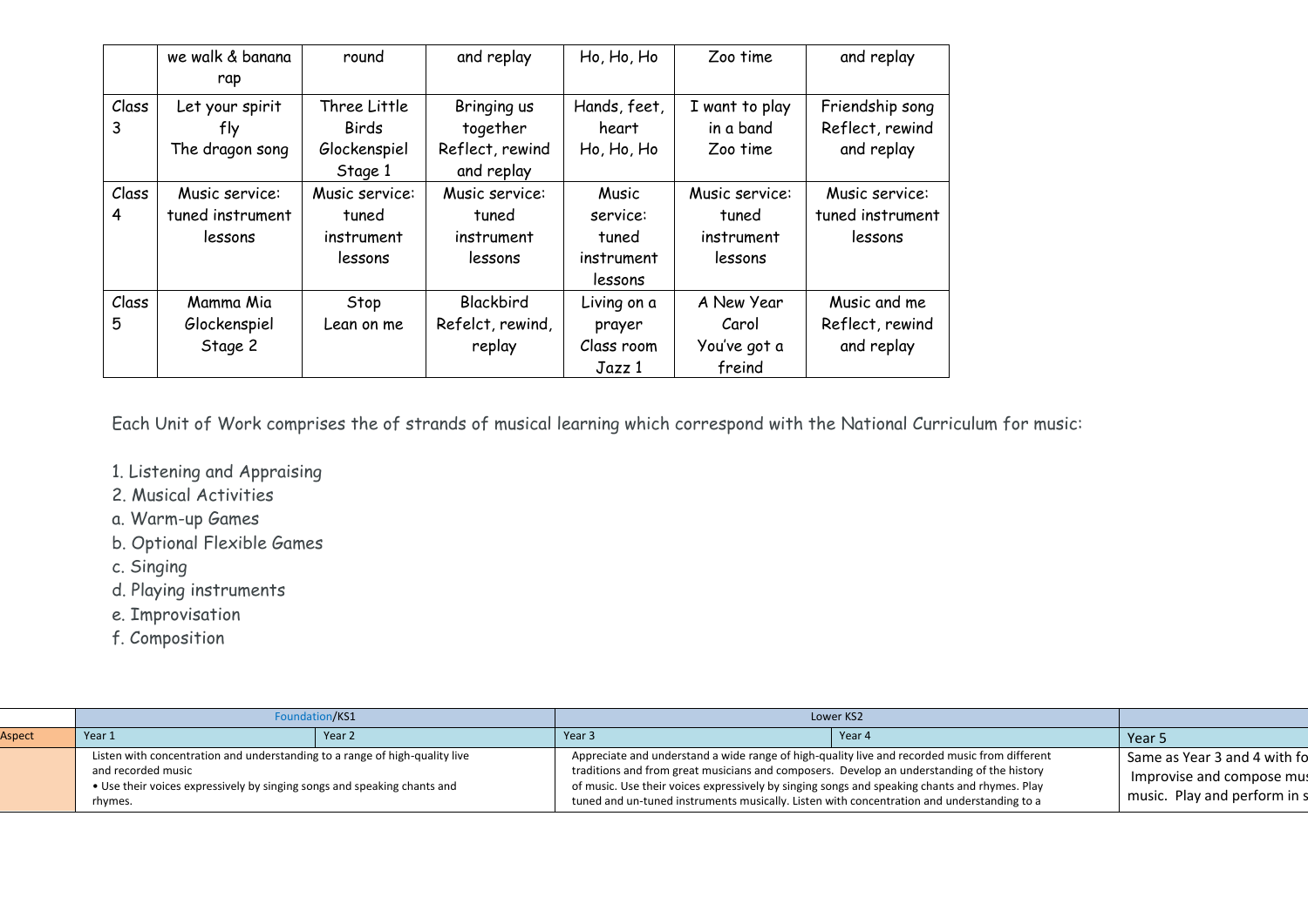|  |  |  |  |  |  |  |
|---|---|---|---|---|---|---|
|  | we walk & banana rap | round | and replay | Ho, Ho, Ho | Zoo time | and replay |
| Class 3 | Let your spirit fly<br>The dragon song | Three Little Birds<br>Glockenspiel Stage 1 | Bringing us together<br>Reflect, rewind and replay | Hands, feet, heart<br>Ho, Ho, Ho | I want to play in a band<br>Zoo time | Friendship song<br>Reflect, rewind and replay |
| Class 4 | Music service: tuned instrument lessons | Music service: tuned instrument lessons | Music service: tuned instrument lessons | Music service: tuned instrument lessons | Music service: tuned instrument lessons | Music service: tuned instrument lessons |
| Class 5 | Mamma Mia<br>Glockenspiel Stage 2 | Stop<br>Lean on me | Blackbird<br>Refelct, rewind, replay | Living on a prayer<br>Class room Jazz 1 | A New Year Carol<br>You've got a freind | Music and me<br>Reflect, rewind and replay |

Each Unit of Work comprises the of strands of musical learning which correspond with the National Curriculum for music:

1. Listening and Appraising
2. Musical Activities
a. Warm-up Games
b. Optional Flexible Games
c. Singing
d. Playing instruments
e. Improvisation
f. Composition

|  | Foundation/KS1 |  | Lower KS2 |  |  |
|---|---|---|---|---|---|
| Aspect | Year 1 | Year 2 | Year 3 | Year 4 | Year 5 |
|  | Listen with concentration and understanding to a range of high-quality live and recorded music<br>• Use their voices expressively by singing songs and speaking chants and rhymes. |  | Appreciate and understand a wide range of high-quality live and recorded music from different traditions and from great musicians and composers. Develop an understanding of the history of music. Use their voices expressively by singing songs and speaking chants and rhymes. Play tuned and un-tuned instruments musically. Listen with concentration and understanding to a |  | Same as Year 3 and 4 with fo<br>Improvise and compose mus<br>music. Play and perform in s |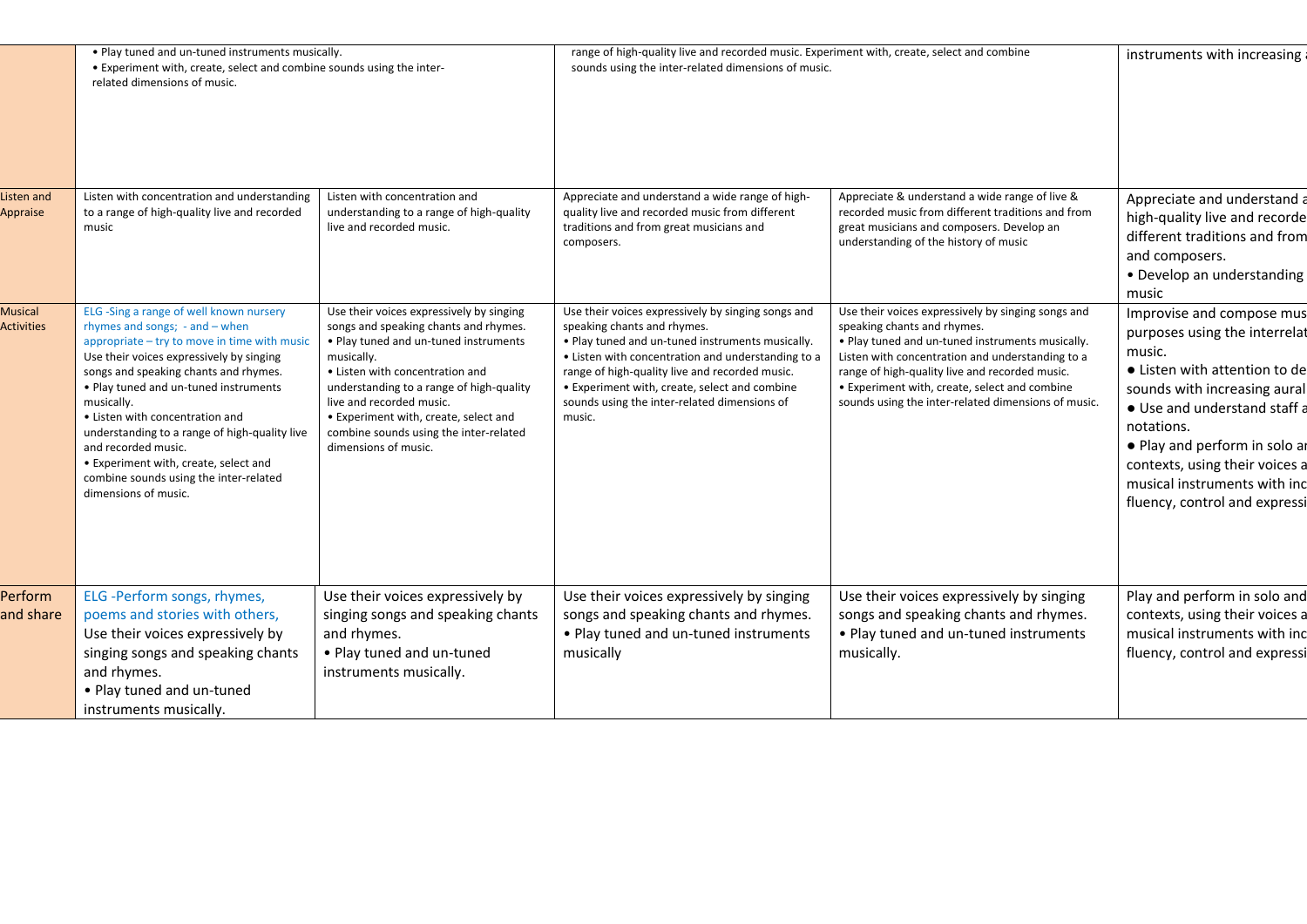| | | | | | |
|---|---|---|---|---|---|
| | • Play tuned and un-tuned instruments musically.<br>• Experiment with, create, select and combine sounds using the inter-related dimensions of music. | | range of high-quality live and recorded music. Experiment with, create, select and combine sounds using the inter-related dimensions of music. | | instruments with increasing |
| Listen and Appraise | Listen with concentration and understanding to a range of high-quality live and recorded music | Listen with concentration and understanding to a range of high-quality live and recorded music. | Appreciate and understand a wide range of high-quality live and recorded music from different traditions and from great musicians and composers. | Appreciate & understand a wide range of live & recorded music from different traditions and from great musicians and composers. Develop an understanding of the history of music | Appreciate and understand a high-quality live and recorde different traditions and from and composers.<br>• Develop an understanding music |
| Musical Activities | ELG -Sing a range of well known nursery rhymes and songs; - and – when appropriate – try to move in time with music<br>Use their voices expressively by singing songs and speaking chants and rhymes.<br>• Play tuned and un-tuned instruments musically.<br>• Listen with concentration and understanding to a range of high-quality live and recorded music.<br>• Experiment with, create, select and combine sounds using the inter-related dimensions of music. | Use their voices expressively by singing songs and speaking chants and rhymes.<br>• Play tuned and un-tuned instruments musically.<br>• Listen with concentration and understanding to a range of high-quality live and recorded music.<br>• Experiment with, create, select and combine sounds using the inter-related dimensions of music. | Use their voices expressively by singing songs and speaking chants and rhymes.<br>• Play tuned and un-tuned instruments musically.<br>• Listen with concentration and understanding to a range of high-quality live and recorded music.<br>• Experiment with, create, select and combine sounds using the inter-related dimensions of music. | Use their voices expressively by singing songs and speaking chants and rhymes.<br>• Play tuned and un-tuned instruments musically.<br>Listen with concentration and understanding to a range of high-quality live and recorded music.<br>• Experiment with, create, select and combine sounds using the inter-related dimensions of music. | Improvise and compose mus purposes using the interrelat music.<br>● Listen with attention to de sounds with increasing aural<br>● Use and understand staff a notations.<br>● Play and perform in solo ar contexts, using their voices a musical instruments with inc fluency, control and expressi |
| Perform and share | ELG -Perform songs, rhymes, poems and stories with others,<br>Use their voices expressively by singing songs and speaking chants and rhymes.<br>• Play tuned and un-tuned instruments musically. | Use their voices expressively by singing songs and speaking chants and rhymes.<br>• Play tuned and un-tuned instruments musically. | Use their voices expressively by singing songs and speaking chants and rhymes.<br>• Play tuned and un-tuned instruments musically | Use their voices expressively by singing songs and speaking chants and rhymes.<br>• Play tuned and un-tuned instruments musically. | Play and perform in solo and contexts, using their voices a musical instruments with inc fluency, control and expressi |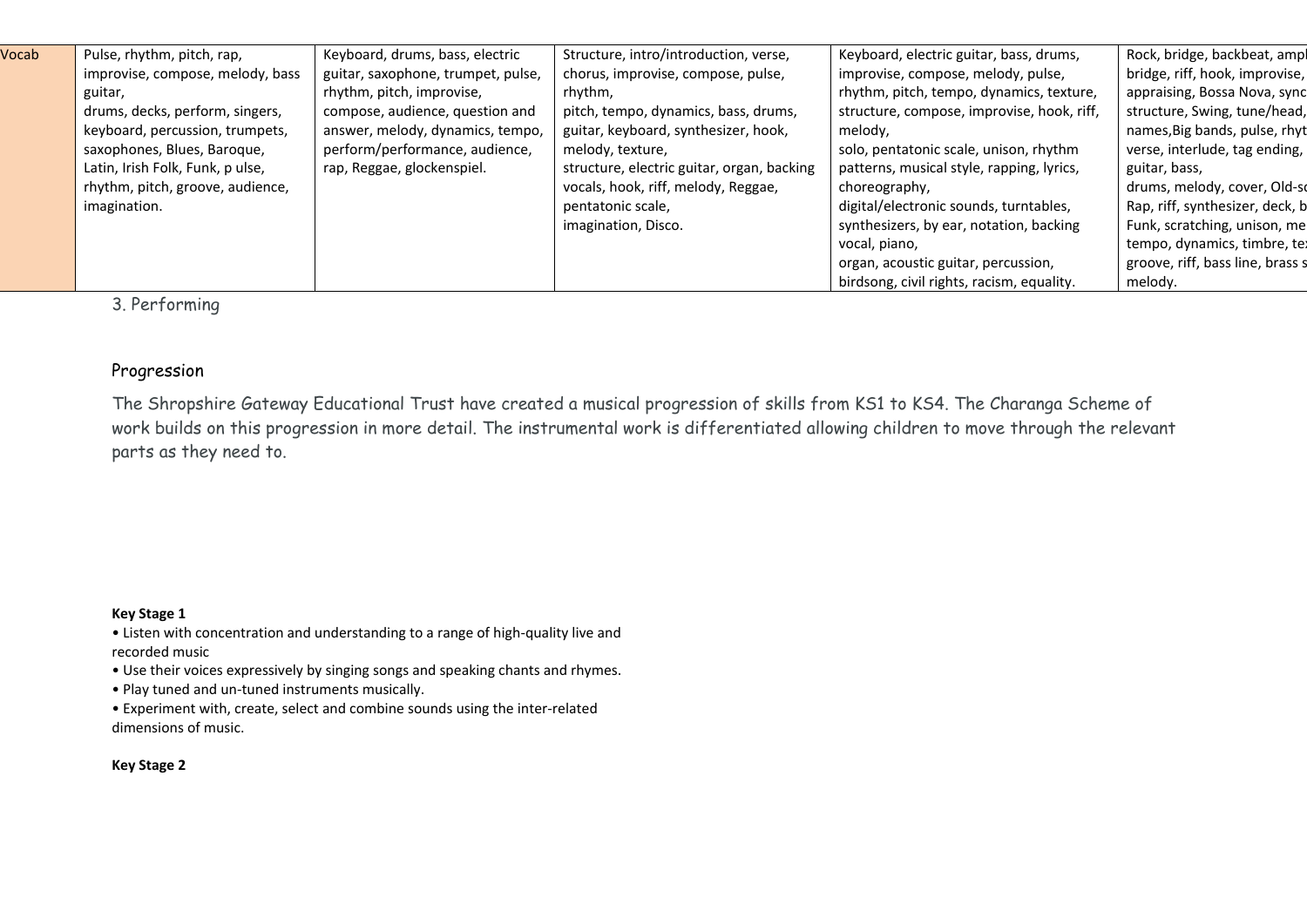| Vocab | Pulse, rhythm, pitch, rap, improvise, compose, melody, bass guitar, drums, decks, perform, singers, keyboard, percussion, trumpets, saxophones, Blues, Baroque, Latin, Irish Folk, Funk, p ulse, rhythm, pitch, groove, audience, imagination. | Keyboard, drums, bass, electric guitar, saxophone, trumpet, pulse, rhythm, pitch, improvise, compose, audience, question and answer, melody, dynamics, tempo, perform/performance, audience, rap, Reggae, glockenspiel. | Structure, intro/introduction, verse, chorus, improvise, compose, pulse, rhythm, pitch, tempo, dynamics, bass, drums, guitar, keyboard, synthesizer, hook, melody, texture, structure, electric guitar, organ, backing vocals, hook, riff, melody, Reggae, pentatonic scale, imagination, Disco. | Keyboard, electric guitar, bass, drums, improvise, compose, melody, pulse, rhythm, pitch, tempo, dynamics, texture, structure, compose, improvise, hook, riff, melody, solo, pentatonic scale, unison, rhythm patterns, musical style, rapping, lyrics, choreography, digital/electronic sounds, turntables, synthesizers, by ear, notation, backing vocal, piano, organ, acoustic guitar, percussion, birdsong, civil rights, racism, equality. | Rock, bridge, backbeat, ampl bridge, riff, hook, improvise, appraising, Bossa Nova, sync structure, Swing, tune/head, names,Big bands, pulse, rhyt verse, interlude, tag ending, guitar, bass, drums, melody, cover, Old-s Rap, riff, synthesizer, deck, b Funk, scratching, unison, me tempo, dynamics, timbre, te groove, riff, bass line, brass s melody. |
|---|---|---|---|---|---|

3. Performing

## Progression

The Shropshire Gateway Educational Trust have created a musical progression of skills from KS1 to KS4. The Charanga Scheme of work builds on this progression in more detail. The instrumental work is differentiated allowing children to move through the relevant parts as they need to.

**Key Stage 1**

- Listen with concentration and understanding to a range of high-quality live and recorded music
- Use their voices expressively by singing songs and speaking chants and rhymes.
- Play tuned and un-tuned instruments musically.
- Experiment with, create, select and combine sounds using the inter-related dimensions of music.

**Key Stage 2**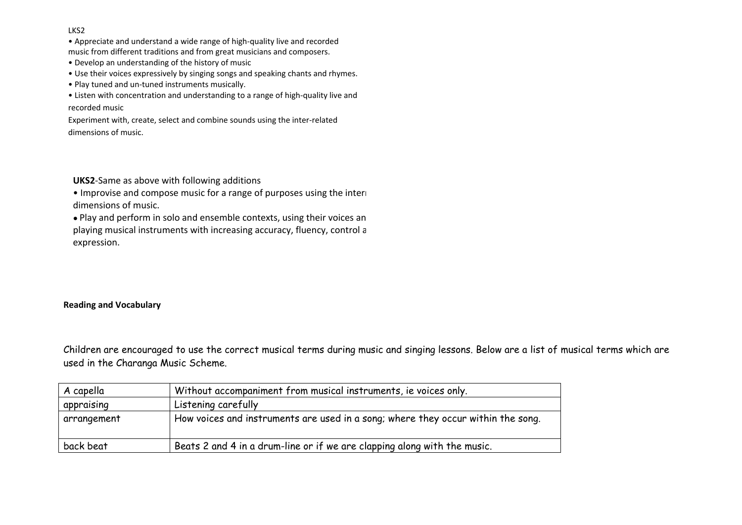LKS2

- Appreciate and understand a wide range of high-quality live and recorded music from different traditions and from great musicians and composers.
- Develop an understanding of the history of music
- Use their voices expressively by singing songs and speaking chants and rhymes.
- Play tuned and un-tuned instruments musically.
- Listen with concentration and understanding to a range of high-quality live and recorded music

Experiment with, create, select and combine sounds using the inter-related dimensions of music.

**UKS2**-Same as above with following additions

- Improvise and compose music for a range of purposes using the interr dimensions of music.
- Play and perform in solo and ensemble contexts, using their voices an playing musical instruments with increasing accuracy, fluency, control a expression.

**Reading and Vocabulary**

Children are encouraged to use the correct musical terms during music and singing lessons. Below are a list of musical terms which are used in the Charanga Music Scheme.

| A capella | Without accompaniment from musical instruments, ie voices only. |
|---|---|
| appraising | Listening carefully |
| arrangement | How voices and instruments are used in a song; where they occur within the song. |
| back beat | Beats 2 and 4 in a drum-line or if we are clapping along with the music. |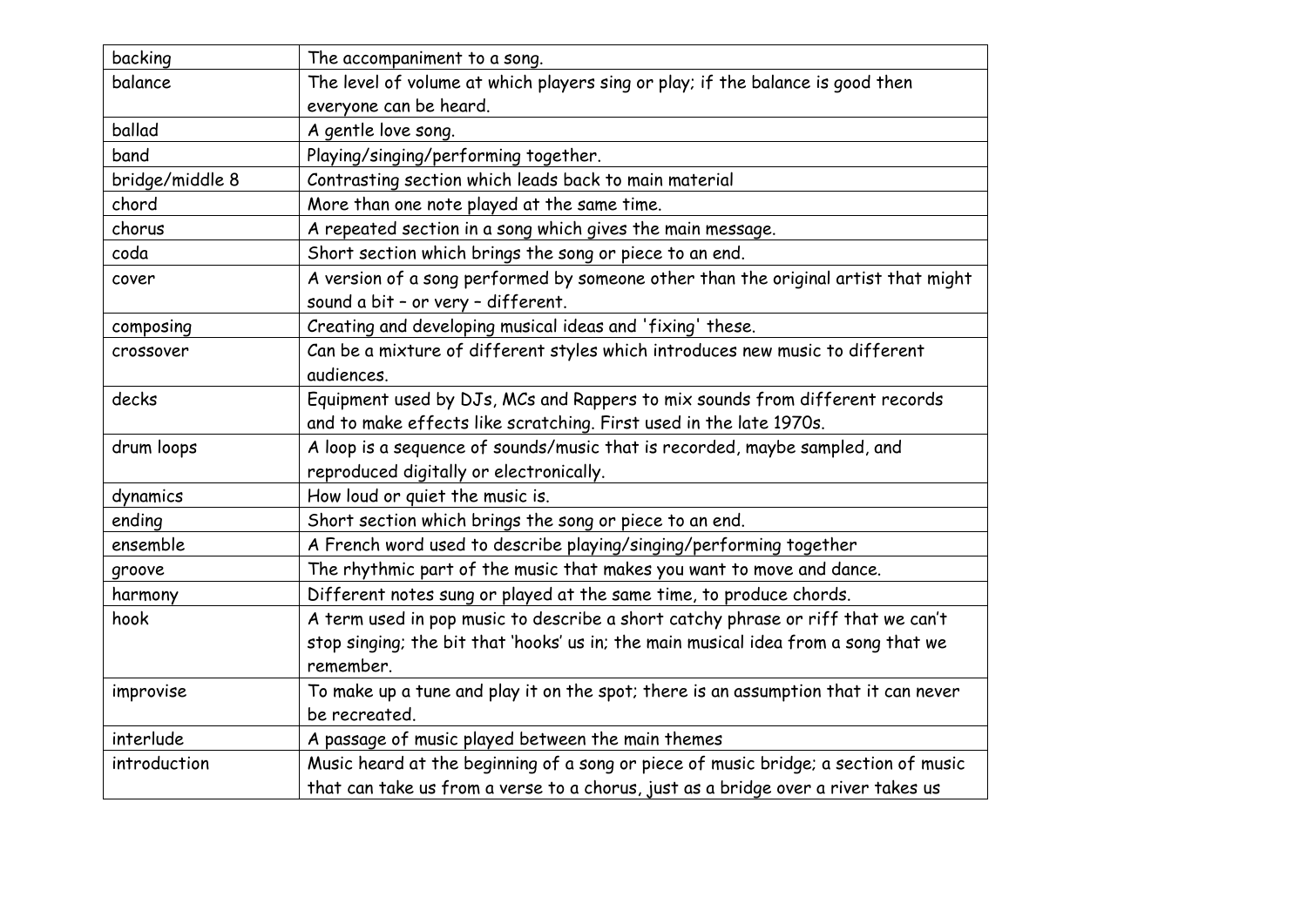| | |
|---|---|
| backing | The accompaniment to a song. |
| balance | The level of volume at which players sing or play; if the balance is good then everyone can be heard. |
| ballad | A gentle love song. |
| band | Playing/singing/performing together. |
| bridge/middle 8 | Contrasting section which leads back to main material |
| chord | More than one note played at the same time. |
| chorus | A repeated section in a song which gives the main message. |
| coda | Short section which brings the song or piece to an end. |
| cover | A version of a song performed by someone other than the original artist that might sound a bit – or very – different. |
| composing | Creating and developing musical ideas and 'fixing' these. |
| crossover | Can be a mixture of different styles which introduces new music to different audiences. |
| decks | Equipment used by DJs, MCs and Rappers to mix sounds from different records and to make effects like scratching. First used in the late 1970s. |
| drum loops | A loop is a sequence of sounds/music that is recorded, maybe sampled, and reproduced digitally or electronically. |
| dynamics | How loud or quiet the music is. |
| ending | Short section which brings the song or piece to an end. |
| ensemble | A French word used to describe playing/singing/performing together |
| groove | The rhythmic part of the music that makes you want to move and dance. |
| harmony | Different notes sung or played at the same time, to produce chords. |
| hook | A term used in pop music to describe a short catchy phrase or riff that we can't stop singing; the bit that 'hooks' us in; the main musical idea from a song that we remember. |
| improvise | To make up a tune and play it on the spot; there is an assumption that it can never be recreated. |
| interlude | A passage of music played between the main themes |
| introduction | Music heard at the beginning of a song or piece of music bridge; a section of music that can take us from a verse to a chorus, just as a bridge over a river takes us |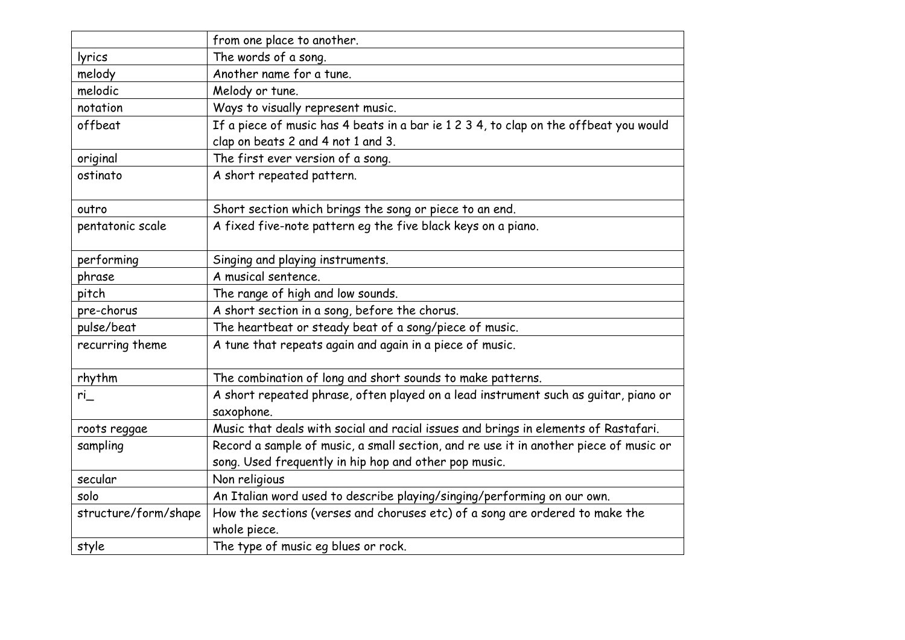| | |
|---|---|
| | from one place to another. |
| lyrics | The words of a song. |
| melody | Another name for a tune. |
| melodic | Melody or tune. |
| notation | Ways to visually represent music. |
| offbeat | If a piece of music has 4 beats in a bar ie 1 2 3 4, to clap on the offbeat you would clap on beats 2 and 4 not 1 and 3. |
| original | The first ever version of a song. |
| ostinato | A short repeated pattern. |
| outro | Short section which brings the song or piece to an end. |
| pentatonic scale | A fixed five-note pattern eg the five black keys on a piano. |
| performing | Singing and playing instruments. |
| phrase | A musical sentence. |
| pitch | The range of high and low sounds. |
| pre-chorus | A short section in a song, before the chorus. |
| pulse/beat | The heartbeat or steady beat of a song/piece of music. |
| recurring theme | A tune that repeats again and again in a piece of music. |
| rhythm | The combination of long and short sounds to make patterns. |
| ri_ | A short repeated phrase, often played on a lead instrument such as guitar, piano or saxophone. |
| roots reggae | Music that deals with social and racial issues and brings in elements of Rastafari. |
| sampling | Record a sample of music, a small section, and re use it in another piece of music or song. Used frequently in hip hop and other pop music. |
| secular | Non religious |
| solo | An Italian word used to describe playing/singing/performing on our own. |
| structure/form/shape | How the sections (verses and choruses etc) of a song are ordered to make the whole piece. |
| style | The type of music eg blues or rock. |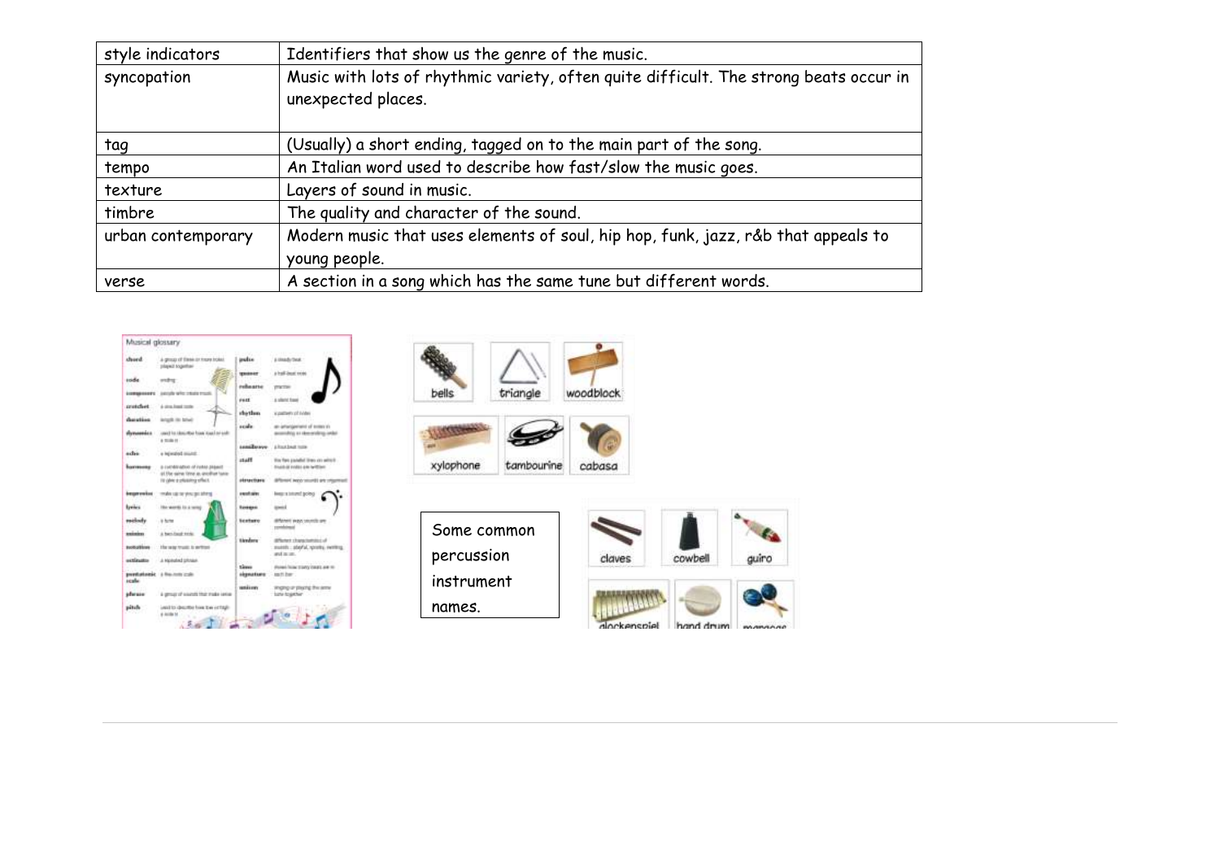| style indicators | Identifiers that show us the genre of the music. |
|---|---|
| syncopation | Music with lots of rhythmic variety, often quite difficult. The strong beats occur in unexpected places. |
| tag | (Usually) a short ending, tagged on to the main part of the song. |
| tempo | An Italian word used to describe how fast/slow the music goes. |
| texture | Layers of sound in music. |
| timbre | The quality and character of the sound. |
| urban contemporary | Modern music that uses elements of soul, hip hop, funk, jazz, r&b that appeals to young people. |
| verse | A section in a song which has the same tune but different words. |

Some common percussion instrument names.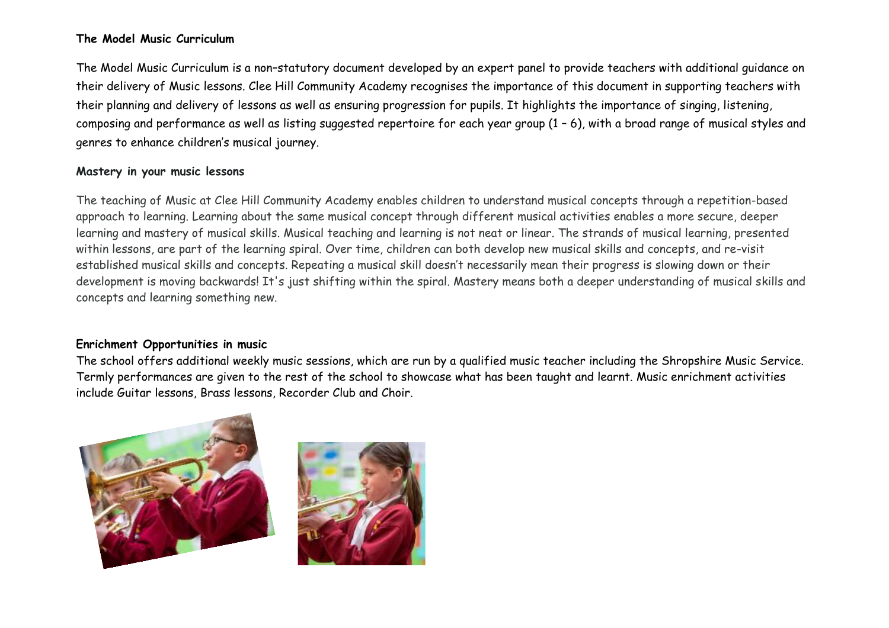**The Model Music Curriculum**

The Model Music Curriculum is a non–statutory document developed by an expert panel to provide teachers with additional guidance on their delivery of Music lessons. Clee Hill Community Academy recognises the importance of this document in supporting teachers with their planning and delivery of lessons as well as ensuring progression for pupils. It highlights the importance of singing, listening, composing and performance as well as listing suggested repertoire for each year group (1 – 6), with a broad range of musical styles and genres to enhance children's musical journey.

**Mastery in your music lessons**

The teaching of Music at Clee Hill Community Academy enables children to understand musical concepts through a repetition-based approach to learning. Learning about the same musical concept through different musical activities enables a more secure, deeper learning and mastery of musical skills. Musical teaching and learning is not neat or linear. The strands of musical learning, presented within lessons, are part of the learning spiral. Over time, children can both develop new musical skills and concepts, and re-visit established musical skills and concepts. Repeating a musical skill doesn't necessarily mean their progress is slowing down or their development is moving backwards! It's just shifting within the spiral. Mastery means both a deeper understanding of musical skills and concepts and learning something new.

**Enrichment Opportunities in music**

The school offers additional weekly music sessions, which are run by a qualified music teacher including the Shropshire Music Service. Termly performances are given to the rest of the school to showcase what has been taught and learnt. Music enrichment activities include Guitar lessons, Brass lessons, Recorder Club and Choir.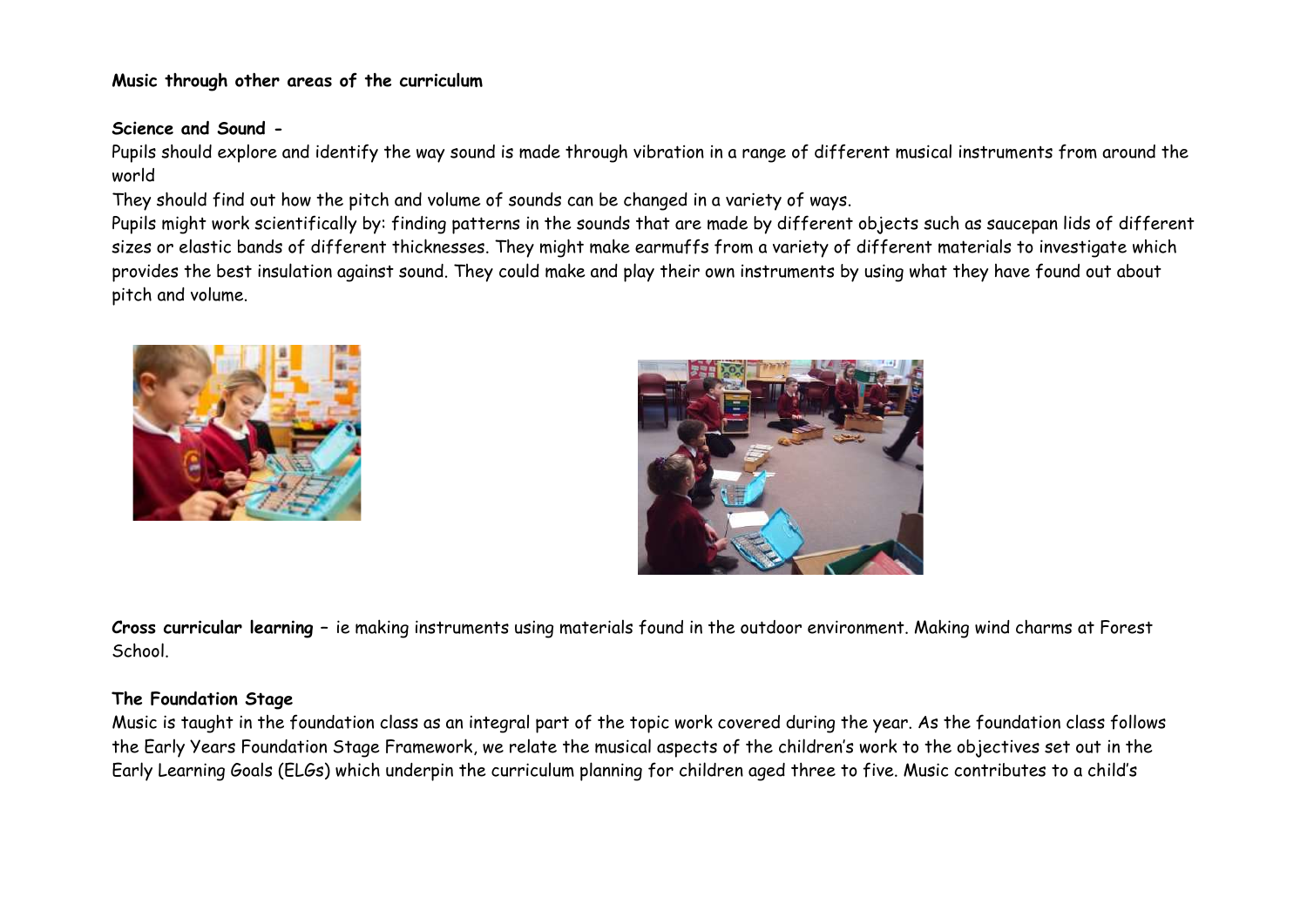**Music through other areas of the curriculum**

**Science and Sound -**

Pupils should explore and identify the way sound is made through vibration in a range of different musical instruments from around the world

They should find out how the pitch and volume of sounds can be changed in a variety of ways.

Pupils might work scientifically by: finding patterns in the sounds that are made by different objects such as saucepan lids of different sizes or elastic bands of different thicknesses. They might make earmuffs from a variety of different materials to investigate which provides the best insulation against sound. They could make and play their own instruments by using what they have found out about pitch and volume.

**Cross curricular learning** – ie making instruments using materials found in the outdoor environment. Making wind charms at Forest School.

**The Foundation Stage**

Music is taught in the foundation class as an integral part of the topic work covered during the year. As the foundation class follows the Early Years Foundation Stage Framework, we relate the musical aspects of the children's work to the objectives set out in the Early Learning Goals (ELGs) which underpin the curriculum planning for children aged three to five. Music contributes to a child's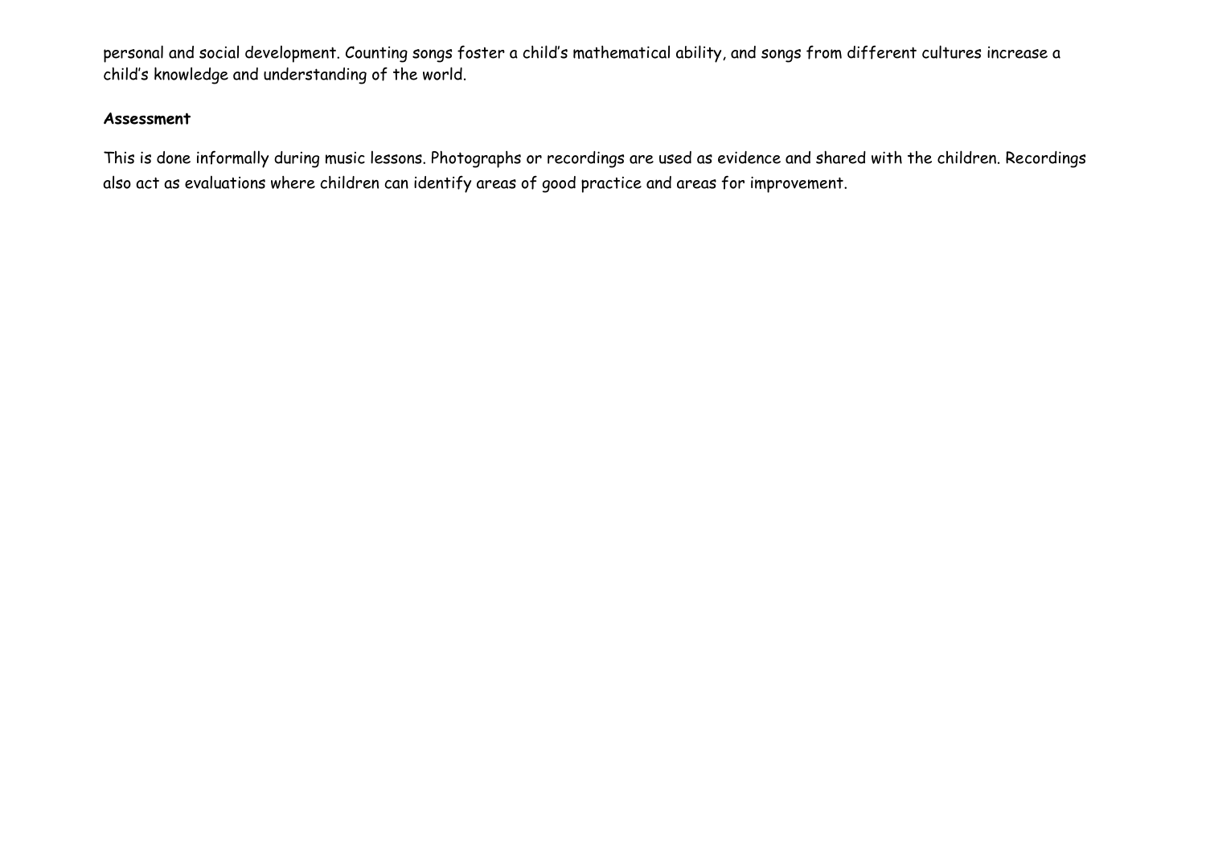personal and social development. Counting songs foster a child's mathematical ability, and songs from different cultures increase a child's knowledge and understanding of the world.

**Assessment**

This is done informally during music lessons. Photographs or recordings are used as evidence and shared with the children. Recordings also act as evaluations where children can identify areas of good practice and areas for improvement.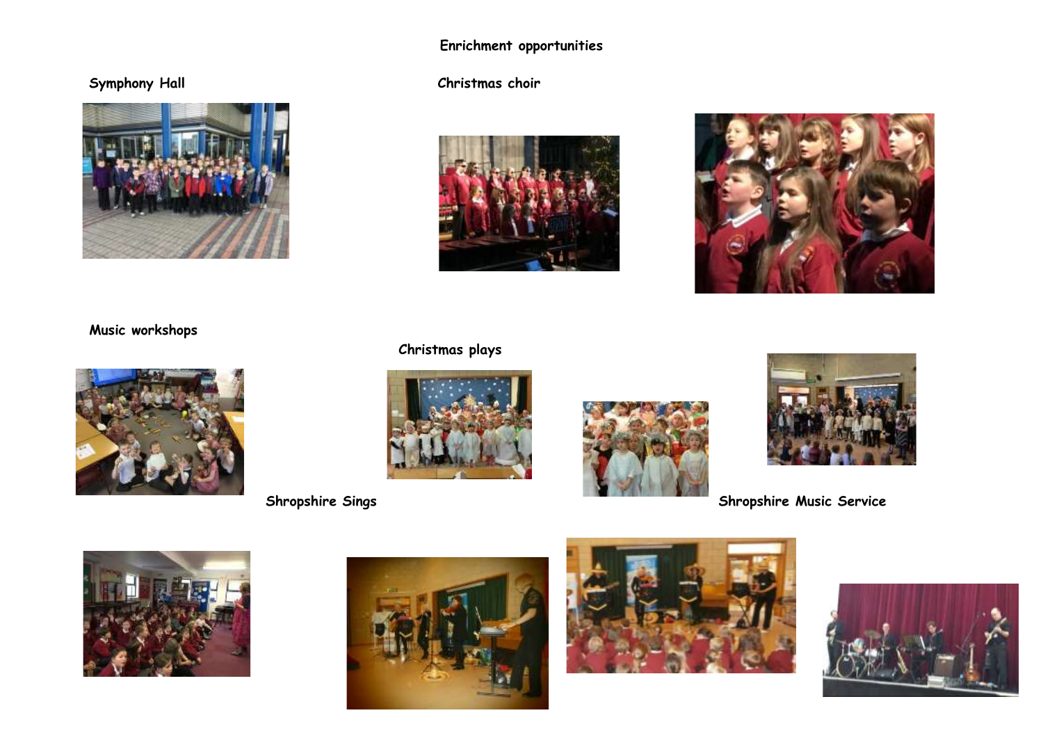# Enrichment opportunities

Symphony Hall

Christmas choir

Music workshops

Christmas plays

Shropshire Sings

Shropshire Music Service